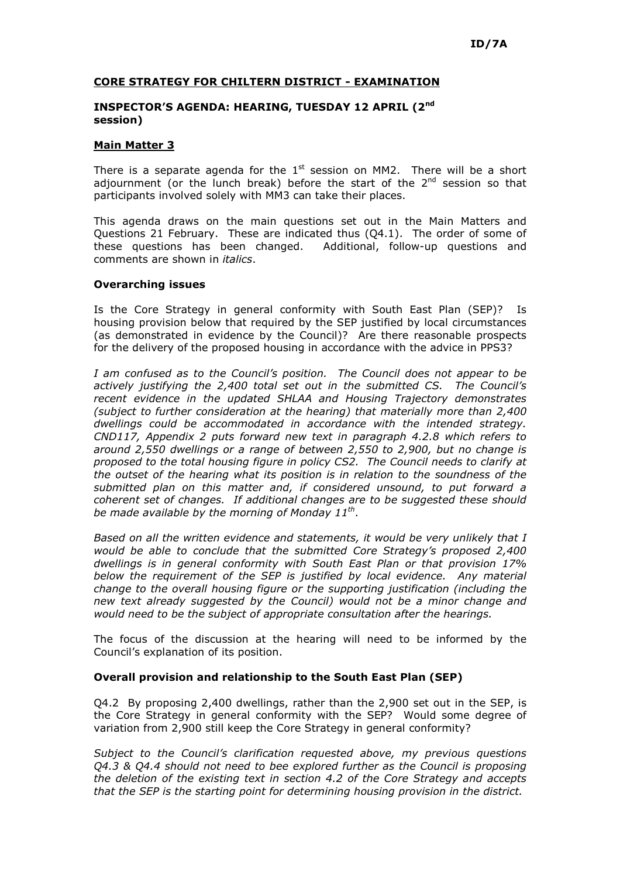**ID/7A**

# CORE STRATEGY FOR CHILTERN DISTRICT - EXAMINATION

## INSPECTOR'S AGENDA: HEARING, TUESDAY 12 APRIL (2nd session)

### Main Matter 3

There is a separate agenda for the 1st session on MM2. There will be a short adjournment (or the lunch break) before the start of the 2nd session so that participants involved solely with MM3 can take their places.

This agenda draws on the main questions set out in the Main Matters and Questions 21 February. These are indicated thus (Q4.1). The order of some of these questions has been changed. Additional, follow-up questions and comments are shown in *italics*.

### Overarching issues

Is the Core Strategy in general conformity with South East Plan (SEP)? Is housing provision below that required by the SEP justified by local circumstances (as demonstrated in evidence by the Council)? Are there reasonable prospects for the delivery of the proposed housing in accordance with the advice in PPS3?

*I am confused as to the Council's position. The Council does not appear to be actively justifying the 2,400 total set out in the submitted CS. The Council's recent evidence in the updated SHLAA and Housing Trajectory demonstrates (subject to further consideration at the hearing) that materially more than 2,400 dwellings could be accommodated in accordance with the intended strategy. CND117, Appendix 2 puts forward new text in paragraph 4.2.8 which refers to around 2,550 dwellings or a range of between 2,550 to 2,900, but no change is proposed to the total housing figure in policy CS2. The Council needs to clarify at the outset of the hearing what its position is in relation to the soundness of the submitted plan on this matter and, if considered unsound, to put forward a coherent set of changes. If additional changes are to be suggested these should be made available by the morning of Monday 11th.*

*Based on all the written evidence and statements, it would be very unlikely that I would be able to conclude that the submitted Core Strategy's proposed 2,400 dwellings is in general conformity with South East Plan or that provision 17% below the requirement of the SEP is justified by local evidence. Any material change to the overall housing figure or the supporting justification (including the new text already suggested by the Council) would not be a minor change and would need to be the subject of appropriate consultation after the hearings.*

The focus of the discussion at the hearing will need to be informed by the Council's explanation of its position.

### Overall provision and relationship to the South East Plan (SEP)

Q4.2 By proposing 2,400 dwellings, rather than the 2,900 set out in the SEP, is the Core Strategy in general conformity with the SEP? Would some degree of variation from 2,900 still keep the Core Strategy in general conformity?

*Subject to the Council's clarification requested above, my previous questions Q4.3 & Q4.4 should not need to bee explored further as the Council is proposing the deletion of the existing text in section 4.2 of the Core Strategy and accepts that the SEP is the starting point for determining housing provision in the district.*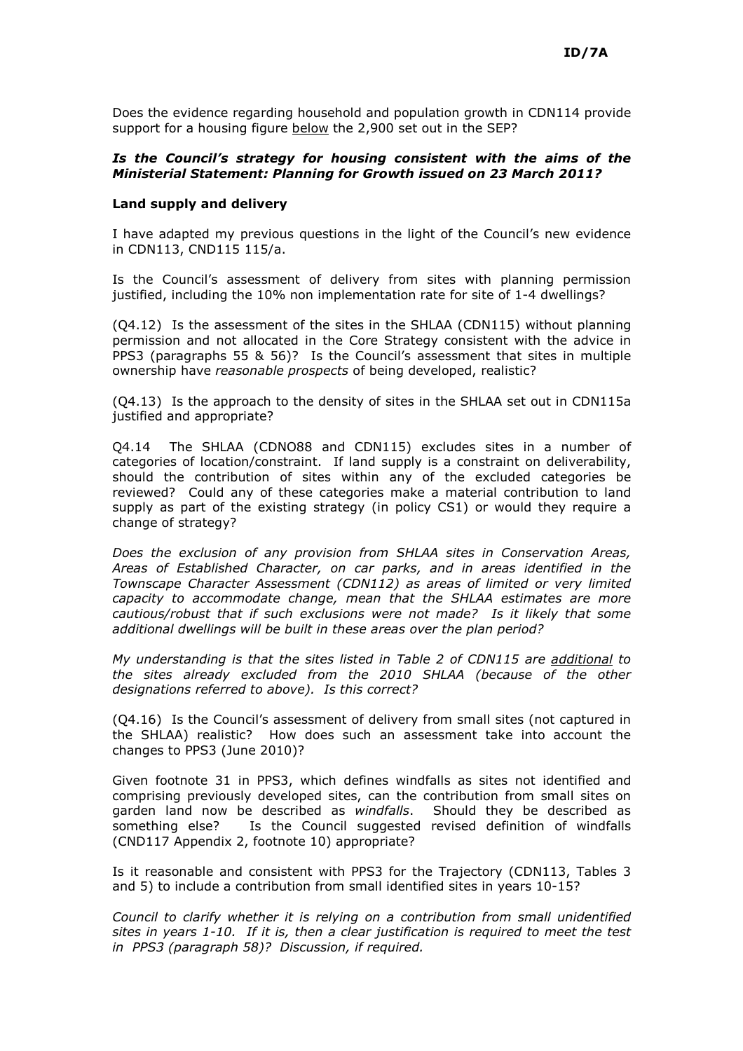Does the evidence regarding household and population growth in CDN114 provide support for a housing figure <u>below</u> the 2,900 set out in the SEP?

***Is the Council's strategy for housing consistent with the aims of the Ministerial Statement: Planning for Growth issued on 23 March 2011?***

**Land supply and delivery**

I have adapted my previous questions in the light of the Council's new evidence in CDN113, CND115 115/a.

Is the Council's assessment of delivery from sites with planning permission justified, including the 10% non implementation rate for site of 1-4 dwellings?

(Q4.12) Is the assessment of the sites in the SHLAA (CDN115) without planning permission and not allocated in the Core Strategy consistent with the advice in PPS3 (paragraphs 55 & 56)? Is the Council's assessment that sites in multiple ownership have *reasonable prospects* of being developed, realistic?

(Q4.13) Is the approach to the density of sites in the SHLAA set out in CDN115a justified and appropriate?

Q4.14 The SHLAA (CDNO88 and CDN115) excludes sites in a number of categories of location/constraint. If land supply is a constraint on deliverability, should the contribution of sites within any of the excluded categories be reviewed? Could any of these categories make a material contribution to land supply as part of the existing strategy (in policy CS1) or would they require a change of strategy?

*Does the exclusion of any provision from SHLAA sites in Conservation Areas, Areas of Established Character, on car parks, and in areas identified in the Townscape Character Assessment (CDN112) as areas of limited or very limited capacity to accommodate change, mean that the SHLAA estimates are more cautious/robust that if such exclusions were not made? Is it likely that some additional dwellings will be built in these areas over the plan period?*

*My understanding is that the sites listed in Table 2 of CDN115 are <u>additional</u> to the sites already excluded from the 2010 SHLAA (because of the other designations referred to above). Is this correct?*

(Q4.16) Is the Council's assessment of delivery from small sites (not captured in the SHLAA) realistic? How does such an assessment take into account the changes to PPS3 (June 2010)?

Given footnote 31 in PPS3, which defines windfalls as sites not identified and comprising previously developed sites, can the contribution from small sites on garden land now be described as *windfalls*. Should they be described as something else? Is the Council suggested revised definition of windfalls (CND117 Appendix 2, footnote 10) appropriate?

Is it reasonable and consistent with PPS3 for the Trajectory (CDN113, Tables 3 and 5) to include a contribution from small identified sites in years 10-15?

*Council to clarify whether it is relying on a contribution from small unidentified sites in years 1-10. If it is, then a clear justification is required to meet the test in PPS3 (paragraph 58)? Discussion, if required.*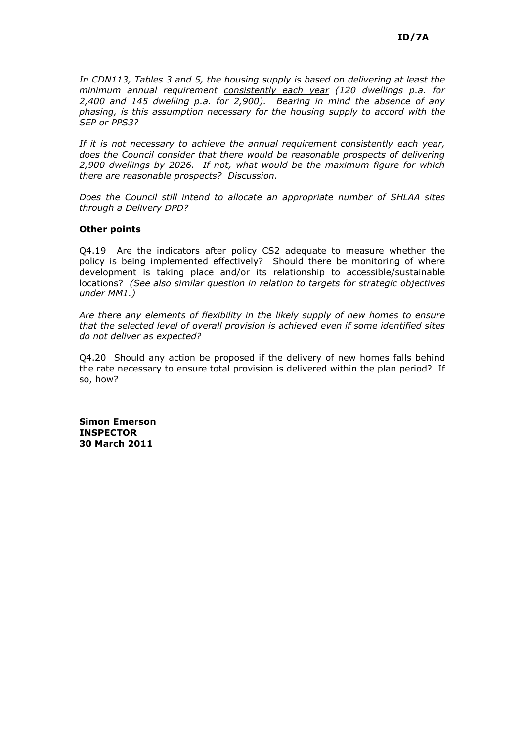*In CDN113, Tables 3 and 5, the housing supply is based on delivering at least the minimum annual requirement consistently each year (120 dwellings p.a. for 2,400 and 145 dwelling p.a. for 2,900). Bearing in mind the absence of any phasing, is this assumption necessary for the housing supply to accord with the SEP or PPS3?*

*If it is not necessary to achieve the annual requirement consistently each year, does the Council consider that there would be reasonable prospects of delivering 2,900 dwellings by 2026. If not, what would be the maximum figure for which there are reasonable prospects? Discussion.*

*Does the Council still intend to allocate an appropriate number of SHLAA sites through a Delivery DPD?*

**Other points**

Q4.19 Are the indicators after policy CS2 adequate to measure whether the policy is being implemented effectively? Should there be monitoring of where development is taking place and/or its relationship to accessible/sustainable locations? *(See also similar question in relation to targets for strategic objectives under MM1.)*

*Are there any elements of flexibility in the likely supply of new homes to ensure that the selected level of overall provision is achieved even if some identified sites do not deliver as expected?*

Q4.20 Should any action be proposed if the delivery of new homes falls behind the rate necessary to ensure total provision is delivered within the plan period? If so, how?

**Simon Emerson**
**INSPECTOR**
**30 March 2011**